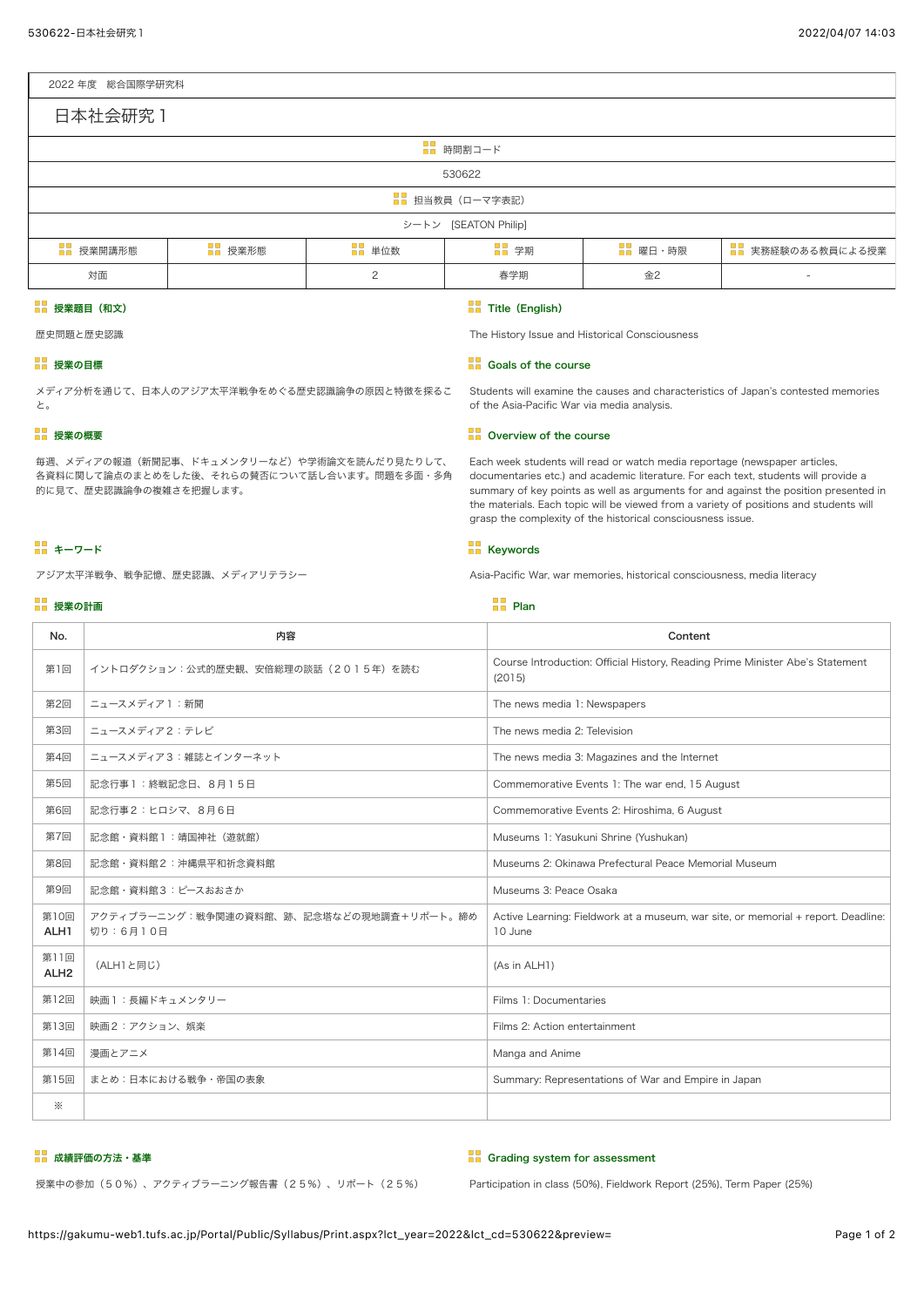2022 年度　総合国際学研究科

# 日本社会研究１

| 時間割コード |
|---|
| 530622 |

| 担当教員（ローマ字表記） |
|---|
| シートン　[SEATON Philip] |

| 授業開講形態 | 授業形態 | 単位数 | 学期 | 曜日・時限 | 実務経験のある教員による授業 |
|---|---|---|---|---|---|
| 対面 | | 2 | 春学期 | 金2 | - |

## 授業題目（和文）

歴史問題と歴史認識

## Title (English)

The History Issue and Historical Consciousness

## 授業の目標

メディア分析を通じて、日本人のアジア太平洋戦争をめぐる歴史認識論争の原因と特徴を探ること。

## Goals of the course

Students will examine the causes and characteristics of Japan's contested memories of the Asia-Pacific War via media analysis.

## 授業の概要

毎週、メディアの報道（新聞記事、ドキュメンタリーなど）や学術論文を読んだり見たりして、各資料に関して論点のまとめをした後、それらの賛否について話し合います。問題を多面・多角的に見て、歴史認識論争の複雑さを把握します。

## Overview of the course

Each week students will read or watch media reportage (newspaper articles, documentaries etc.) and academic literature. For each text, students will provide a summary of key points as well as arguments for and against the position presented in the materials. Each topic will be viewed from a variety of positions and students will grasp the complexity of the historical consciousness issue.

## キーワード

アジア太平洋戦争、戦争記憶、歴史認識、メディアリテラシー

## Keywords

Asia-Pacific War, war memories, historical consciousness, media literacy

## 授業の計画 / Plan

| No. | 内容 | Content |
|---|---|---|
| 第1回 | イントロダクション：公式的歴史観、安倍総理の談話（２０１５年）を読む | Course Introduction: Official History, Reading Prime Minister Abe's Statement (2015) |
| 第2回 | ニュースメディア１：新聞 | The news media 1: Newspapers |
| 第3回 | ニュースメディア２：テレビ | The news media 2: Television |
| 第4回 | ニュースメディア３：雑誌とインターネット | The news media 3: Magazines and the Internet |
| 第5回 | 記念行事１：終戦記念日、８月１５日 | Commemorative Events 1: The war end, 15 August |
| 第6回 | 記念行事２：ヒロシマ、８月６日 | Commemorative Events 2: Hiroshima, 6 August |
| 第7回 | 記念館・資料館１：靖国神社（遊就館） | Museums 1: Yasukuni Shrine (Yushukan) |
| 第8回 | 記念館・資料館２：沖縄県平和祈念資料館 | Museums 2: Okinawa Prefectural Peace Memorial Museum |
| 第9回 | 記念館・資料館３：ピースおおさか | Museums 3: Peace Osaka |
| 第10回 ALH1 | アクティブラーニング：戦争関連の資料館、跡、記念塔などの現地調査＋リポート。締め切り：６月１０日 | Active Learning: Fieldwork at a museum, war site, or memorial + report. Deadline: 10 June |
| 第11回 ALH2 | （ALH1と同じ） | (As in ALH1) |
| 第12回 | 映画１：長編ドキュメンタリー | Films 1: Documentaries |
| 第13回 | 映画２：アクション、娯楽 | Films 2: Action entertainment |
| 第14回 | 漫画とアニメ | Manga and Anime |
| 第15回 | まとめ：日本における戦争・帝国の表象 | Summary: Representations of War and Empire in Japan |
| ※ | | |

## 成績評価の方法・基準

授業中の参加（５０％）、アクティブラーニング報告書（２５％）、リポート（２５％）

## Grading system for assessment

Participation in class (50%), Fieldwork Report (25%), Term Paper (25%)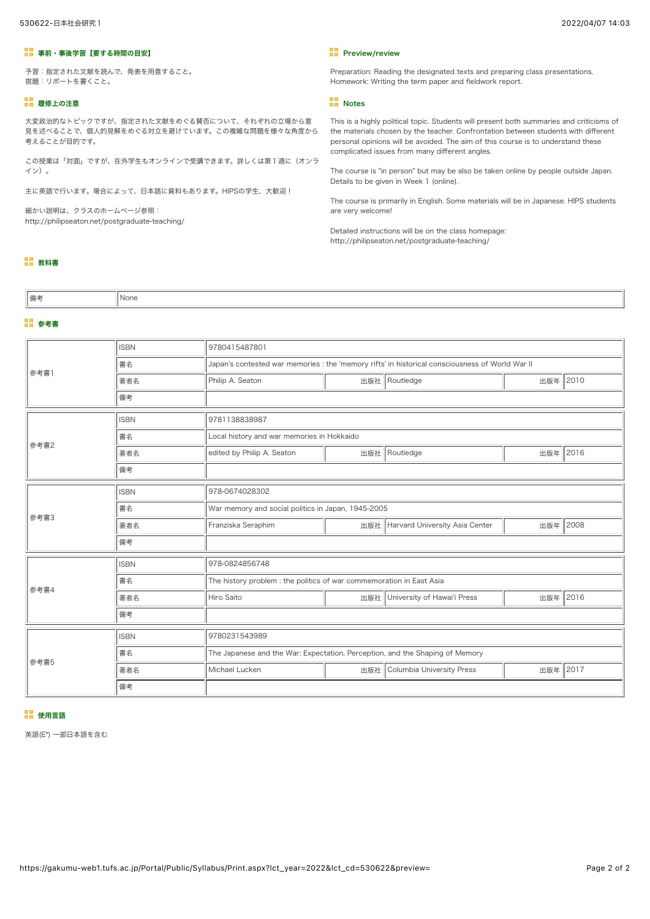## 事前・事後学習【要する時間の目安】

予習：指定された文献を読んで、発表を用意すること。
宿題：リポートを書くこと。

## 履修上の注意

大変政治的なトピックですが、指定された文献をめぐる賛否について、それぞれの立場から意見を述べることで、個人的見解をめぐる対立を避けています。この複雑な問題を様々な角度から考えることが目的です。

この授業は「対面」ですが、在外学生もオンラインで受講できます。詳しくは第１週に（オンライン）。

主に英語で行います。場合によって、日本語に資料もあります。HIPSの学生、大歓迎！

細かい説明は、クラスのホームページ参照：
http://philipseaton.net/postgraduate-teaching/

## Preview/review

Preparation: Reading the designated texts and preparing class presentations.
Homework: Writing the term paper and fieldwork report.

## Notes

This is a highly political topic. Students will present both summaries and criticisms of the materials chosen by the teacher. Confrontation between students with different personal opinions will be avoided. The aim of this course is to understand these complicated issues from many different angles.

The course is "in person" but may be also be taken online by people outside Japan. Details to be given in Week 1 (online).

The course is primarily in English. Some materials will be in Japanese. HIPS students are very welcome!

Detailed instructions will be on the class homepage:
http://philipseaton.net/postgraduate-teaching/

## 教科書

| | |
|---|---|
| 備考 | None |

## 参考書

| | | | | | | |
|---|---|---|---|---|---|---|
| 参考書1 | ISBN | 9780415487801 | | | | |
| | 書名 | Japan's contested war memories : the 'memory rifts' in historical consciousness of World War II | | | | |
| | 著者名 | Philip A. Seaton | 出版社 | Routledge | 出版年 | 2010 |
| | 備考 | | | | | |
| 参考書2 | ISBN | 9781138838987 | | | | |
| | 書名 | Local history and war memories in Hokkaido | | | | |
| | 著者名 | edited by Philip A. Seaton | 出版社 | Routledge | 出版年 | 2016 |
| | 備考 | | | | | |
| 参考書3 | ISBN | 978-0674028302 | | | | |
| | 書名 | War memory and social politics in Japan, 1945-2005 | | | | |
| | 著者名 | Franziska Seraphim | 出版社 | Harvard University Asia Center | 出版年 | 2008 |
| | 備考 | | | | | |
| 参考書4 | ISBN | 978-0824856748 | | | | |
| | 書名 | The history problem : the politics of war commemoration in East Asia | | | | |
| | 著者名 | Hiro Saito | 出版社 | University of Hawai'i Press | 出版年 | 2016 |
| | 備考 | | | | | |
| 参考書5 | ISBN | 9780231543989 | | | | |
| | 書名 | The Japanese and the War: Expectation, Perception, and the Shaping of Memory | | | | |
| | 著者名 | Michael Lucken | 出版社 | Columbia University Press | 出版年 | 2017 |
| | 備考 | | | | | |

## 使用言語

英語(E*) 一部日本語を含む